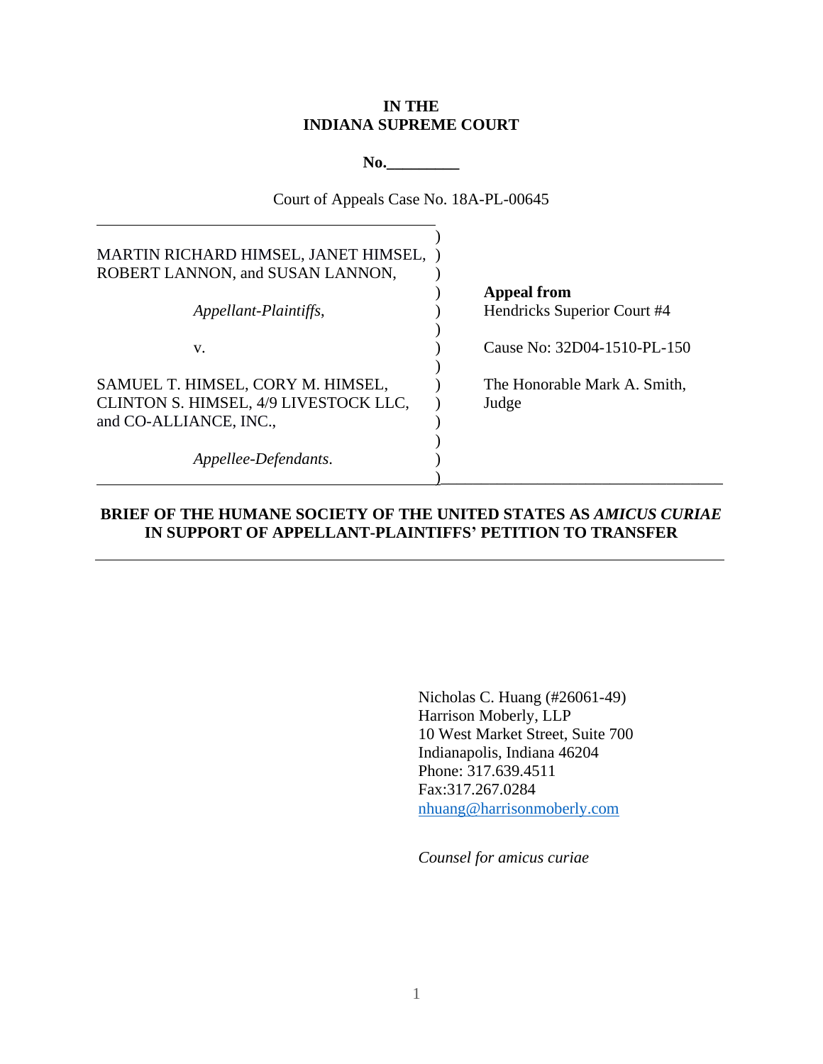**IN THE**
**INDIANA SUPREME COURT**

**No.\_\_\_\_\_\_\_\_\_**

Court of Appeals Case No. 18A-PL-00645

| | |
|---|---|
| MARTIN RICHARD HIMSEL, JANET HIMSEL, ROBERT LANNON, and SUSAN LANNON, | |
| *Appellant-Plaintiffs*, | **Appeal from** Hendricks Superior Court #4 |
| v. | Cause No: 32D04-1510-PL-150 |
| SAMUEL T. HIMSEL, CORY M. HIMSEL, CLINTON S. HIMSEL, 4/9 LIVESTOCK LLC, and CO-ALLIANCE, INC., | The Honorable Mark A. Smith, Judge |
| *Appellee-Defendants*. | |

**BRIEF OF THE HUMANE SOCIETY OF THE UNITED STATES AS *AMICUS CURIAE* IN SUPPORT OF APPELLANT-PLAINTIFFS' PETITION TO TRANSFER**

Nicholas C. Huang (#26061-49)
Harrison Moberly, LLP
10 West Market Street, Suite 700
Indianapolis, Indiana 46204
Phone: 317.639.4511
Fax:317.267.0284
nhuang@harrisonmoberly.com

*Counsel for amicus curiae*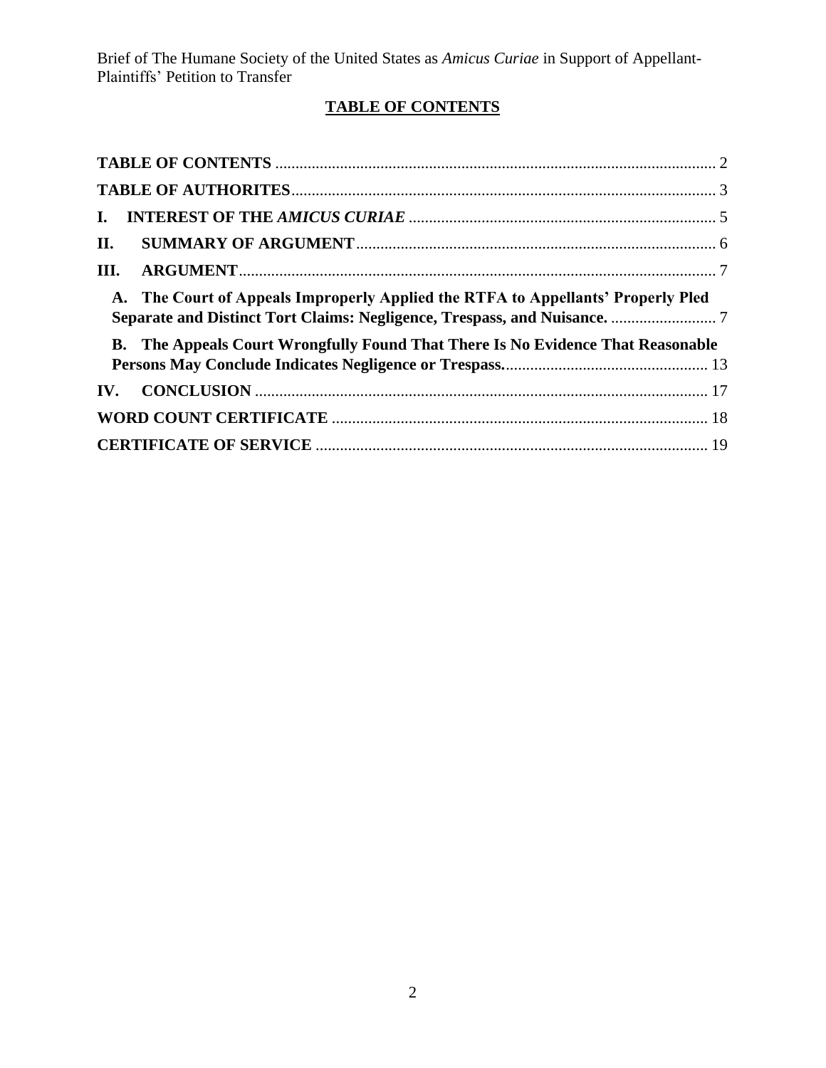## TABLE OF CONTENTS

**TABLE OF CONTENTS** .......... 2

**TABLE OF AUTHORITIES** .......... 3

**I. INTEREST OF THE *AMICUS CURIAE*** .......... 5

**II. SUMMARY OF ARGUMENT** .......... 6

**III. ARGUMENT** .......... 7

**A. The Court of Appeals Improperly Applied the RTFA to Appellants' Properly Pled Separate and Distinct Tort Claims: Negligence, Trespass, and Nuisance.** .......... 7

**B. The Appeals Court Wrongfully Found That There Is No Evidence That Reasonable Persons May Conclude Indicates Negligence or Trespass.** .......... 13

**IV. CONCLUSION** .......... 17

**WORD COUNT CERTIFICATE** .......... 18

**CERTIFICATE OF SERVICE** .......... 19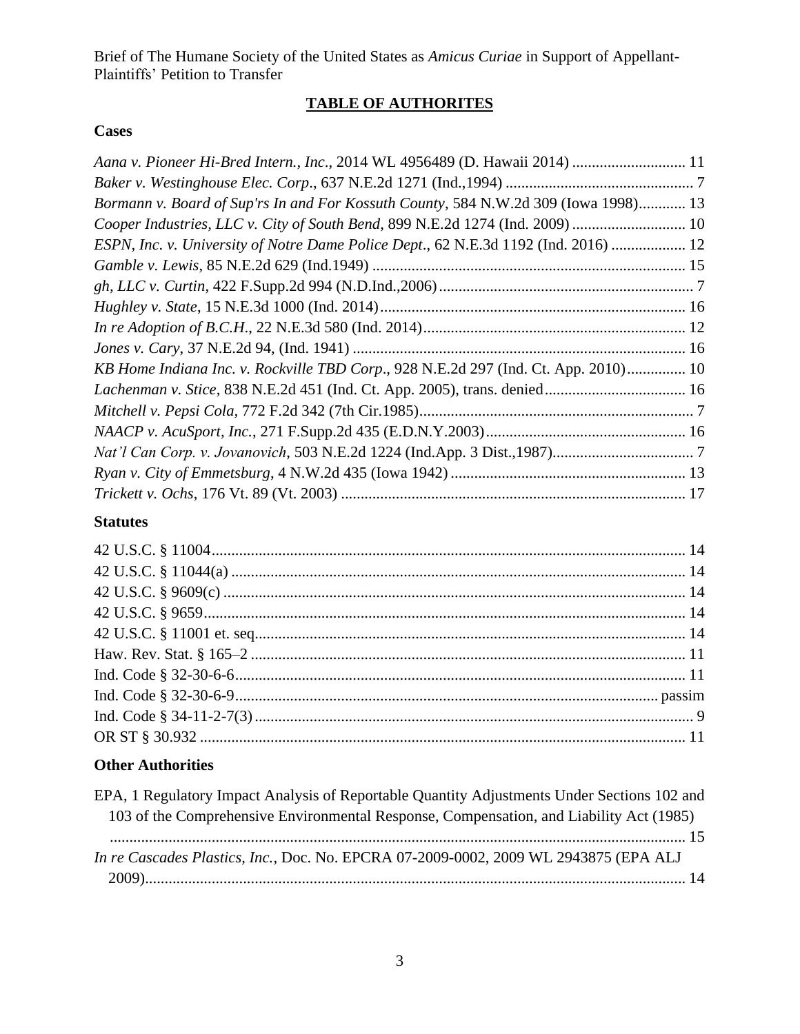Brief of The Humane Society of the United States as *Amicus Curiae* in Support of Appellant-Plaintiffs' Petition to Transfer

## TABLE OF AUTHORITES

### Cases

*Aana v. Pioneer Hi-Bred Intern., Inc*., 2014 WL 4956489 (D. Hawaii 2014) ............................ 11
*Baker v. Westinghouse Elec. Corp*., 637 N.E.2d 1271 (Ind.,1994) ................................................ 7
*Bormann v. Board of Sup'rs In and For Kossuth County*, 584 N.W.2d 309 (Iowa 1998)............ 13
*Cooper Industries, LLC v. City of South Bend*, 899 N.E.2d 1274 (Ind. 2009) ............................ 10
*ESPN, Inc. v. University of Notre Dame Police Dept*., 62 N.E.3d 1192 (Ind. 2016) .................. 12
*Gamble v. Lewis*, 85 N.E.2d 629 (Ind.1949) ............................................................................... 15
*gh, LLC v. Curtin*, 422 F.Supp.2d 994 (N.D.Ind.,2006) ................................................................ 7
*Hughley v. State*, 15 N.E.3d 1000 (Ind. 2014) ............................................................................. 16
*In re Adoption of B.C.H*., 22 N.E.3d 580 (Ind. 2014) .................................................................. 12
*Jones v. Cary*, 37 N.E.2d 94, (Ind. 1941) .................................................................................... 16
*KB Home Indiana Inc. v. Rockville TBD Corp*., 928 N.E.2d 297 (Ind. Ct. App. 2010) ............... 10
*Lachenman v. Stice*, 838 N.E.2d 451 (Ind. Ct. App. 2005), trans. denied .................................... 16
*Mitchell v. Pepsi Cola*, 772 F.2d 342 (7th Cir.1985) ...................................................................... 7
*NAACP v. AcuSport, Inc.*, 271 F.Supp.2d 435 (E.D.N.Y.2003) .................................................. 16
*Nat'l Can Corp. v. Jovanovich*, 503 N.E.2d 1224 (Ind.App. 3 Dist.,1987) .................................... 7
*Ryan v. City of Emmetsburg*, 4 N.W.2d 435 (Iowa 1942) ............................................................ 13
*Trickett v. Ochs*, 176 Vt. 89 (Vt. 2003) ....................................................................................... 17

### Statutes

42 U.S.C. § 11004 ........................................................................................................................ 14
42 U.S.C. § 11044(a) ................................................................................................................... 14
42 U.S.C. § 9609(c) ..................................................................................................................... 14
42 U.S.C. § 9659 .......................................................................................................................... 14
42 U.S.C. § 11001 et. seq ............................................................................................................. 14
Haw. Rev. Stat. § 165–2 .............................................................................................................. 11
Ind. Code § 32-30-6-6 .................................................................................................................. 11
Ind. Code § 32-30-6-9 ............................................................................................................ passim
Ind. Code § 34-11-2-7(3) ................................................................................................................ 9
OR ST § 30.932 ............................................................................................................................ 11

### Other Authorities

EPA, 1 Regulatory Impact Analysis of Reportable Quantity Adjustments Under Sections 102 and 103 of the Comprehensive Environmental Response, Compensation, and Liability Act (1985) .................................................................................................................................................. 15
*In re Cascades Plastics, Inc.*, Doc. No. EPCRA 07-2009-0002, 2009 WL 2943875 (EPA ALJ 2009) ......................................................................................................................................... 14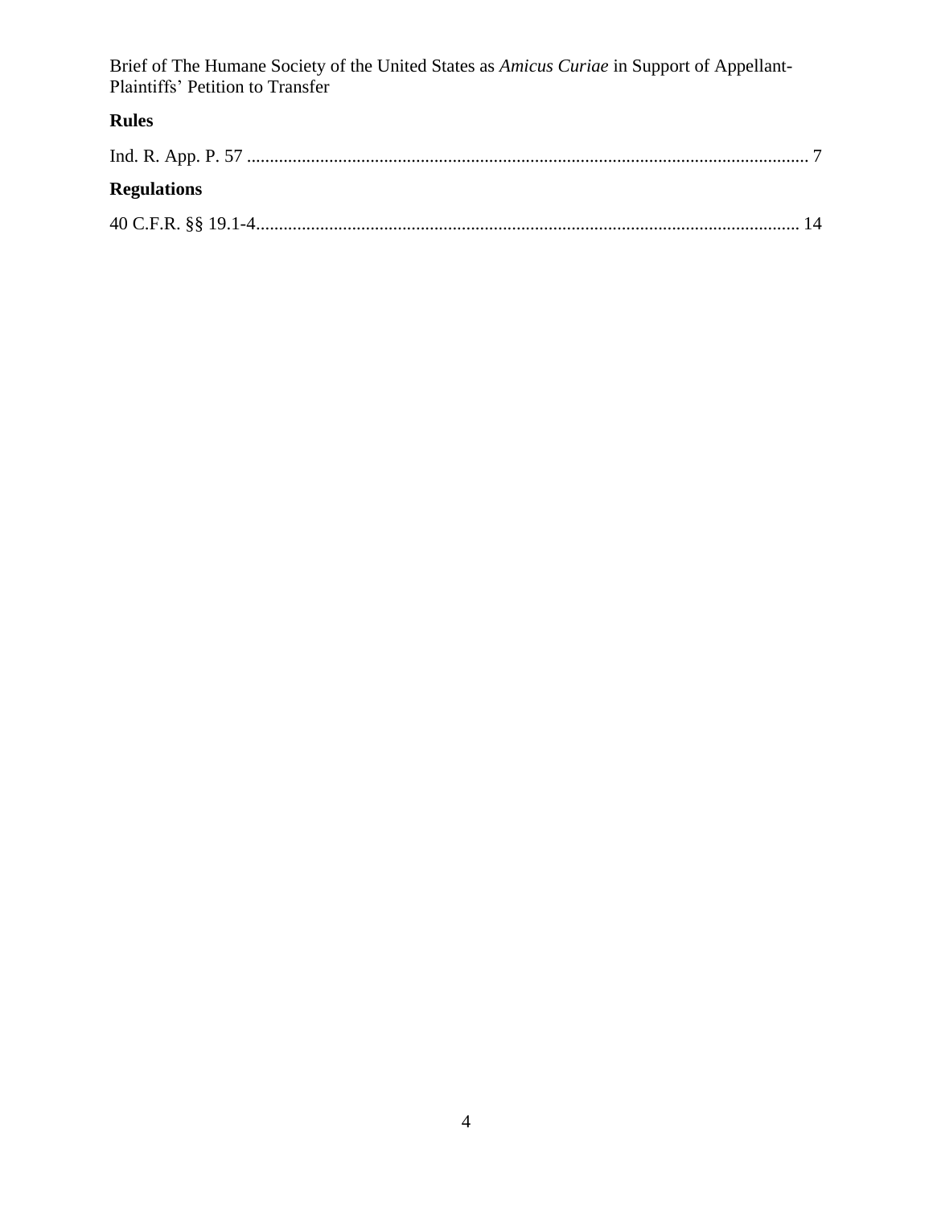**Rules**

Ind. R. App. P. 57 .......................................................................................................................... 7

**Regulations**

40 C.F.R. §§ 19.1-4...................................................................................................................... 14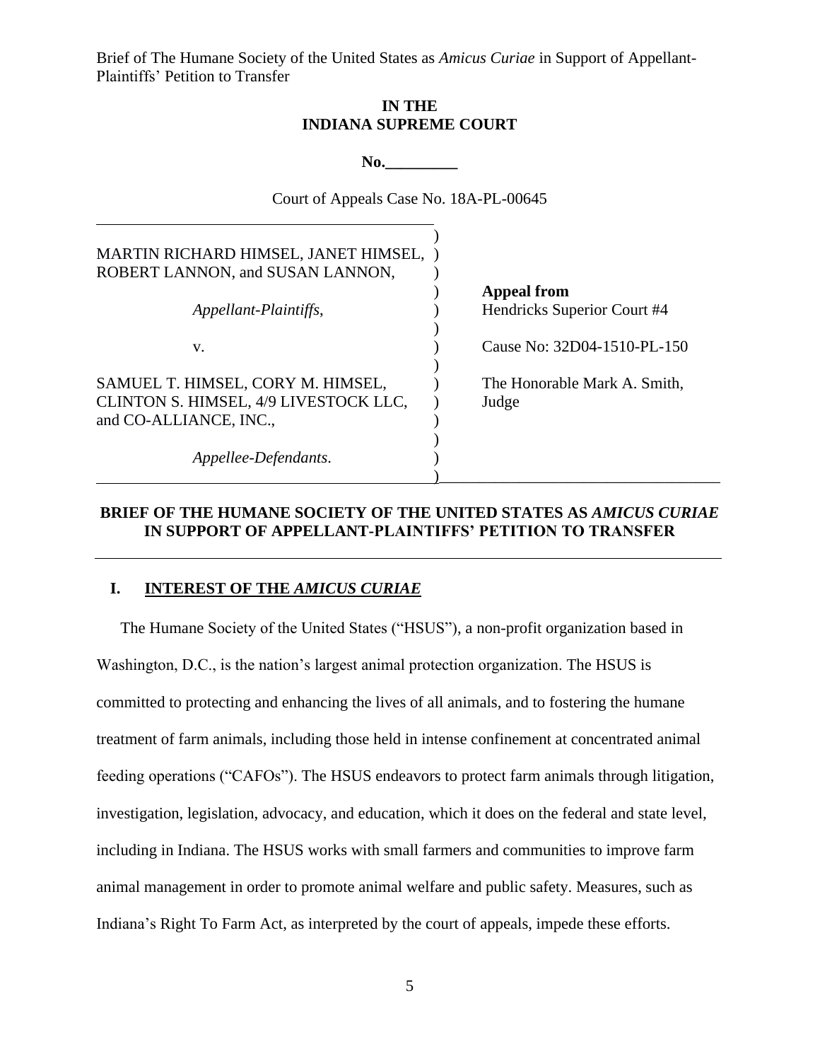Brief of The Humane Society of the United States as *Amicus Curiae* in Support of Appellant-Plaintiffs' Petition to Transfer

**IN THE**
**INDIANA SUPREME COURT**

**No.\_\_\_\_\_\_\_\_\_**

Court of Appeals Case No. 18A-PL-00645

| | |
|---|---|
| MARTIN RICHARD HIMSEL, JANET HIMSEL, ROBERT LANNON, and SUSAN LANNON, | **Appeal from** Hendricks Superior Court #4 |
| *Appellant-Plaintiffs*, | |
| v. | Cause No: 32D04-1510-PL-150 |
| SAMUEL T. HIMSEL, CORY M. HIMSEL, CLINTON S. HIMSEL, 4/9 LIVESTOCK LLC, and CO-ALLIANCE, INC., | The Honorable Mark A. Smith, Judge |
| *Appellee-Defendants*. | |

## BRIEF OF THE HUMANE SOCIETY OF THE UNITED STATES AS *AMICUS CURIAE* IN SUPPORT OF APPELLANT-PLAINTIFFS' PETITION TO TRANSFER

### I. INTEREST OF THE *AMICUS CURIAE*

The Humane Society of the United States ("HSUS"), a non-profit organization based in Washington, D.C., is the nation's largest animal protection organization. The HSUS is committed to protecting and enhancing the lives of all animals, and to fostering the humane treatment of farm animals, including those held in intense confinement at concentrated animal feeding operations ("CAFOs"). The HSUS endeavors to protect farm animals through litigation, investigation, legislation, advocacy, and education, which it does on the federal and state level, including in Indiana. The HSUS works with small farmers and communities to improve farm animal management in order to promote animal welfare and public safety. Measures, such as Indiana's Right To Farm Act, as interpreted by the court of appeals, impede these efforts.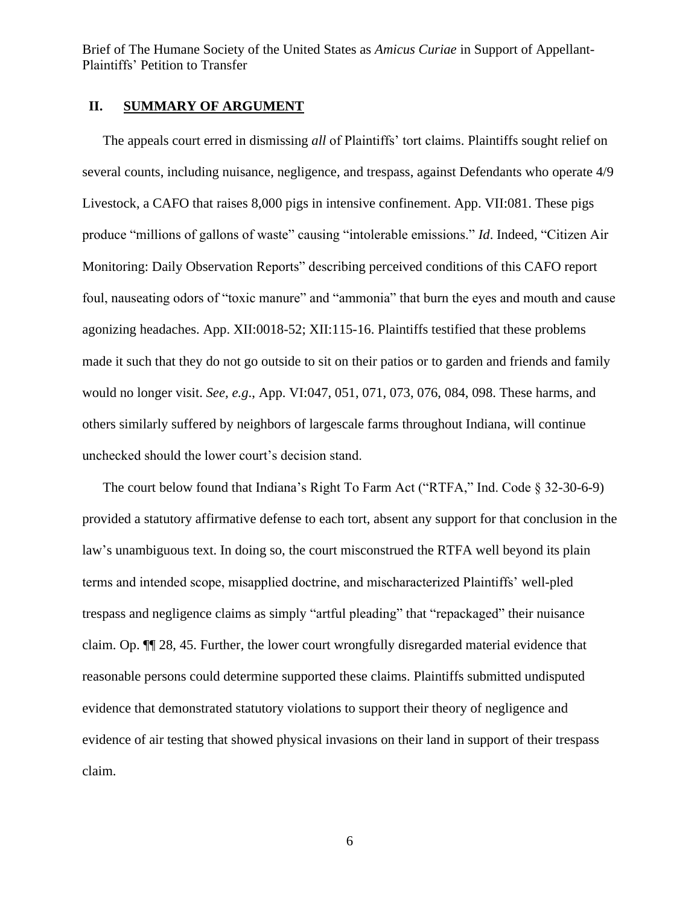## II. **SUMMARY OF ARGUMENT**

The appeals court erred in dismissing *all* of Plaintiffs' tort claims. Plaintiffs sought relief on several counts, including nuisance, negligence, and trespass, against Defendants who operate 4/9 Livestock, a CAFO that raises 8,000 pigs in intensive confinement. App. VII:081. These pigs produce "millions of gallons of waste" causing "intolerable emissions." *Id*. Indeed, "Citizen Air Monitoring: Daily Observation Reports" describing perceived conditions of this CAFO report foul, nauseating odors of "toxic manure" and "ammonia" that burn the eyes and mouth and cause agonizing headaches. App. XII:0018-52; XII:115-16. Plaintiffs testified that these problems made it such that they do not go outside to sit on their patios or to garden and friends and family would no longer visit. *See, e.g.*, App. VI:047, 051, 071, 073, 076, 084, 098. These harms, and others similarly suffered by neighbors of largescale farms throughout Indiana, will continue unchecked should the lower court's decision stand.

The court below found that Indiana's Right To Farm Act ("RTFA," Ind. Code § 32-30-6-9) provided a statutory affirmative defense to each tort, absent any support for that conclusion in the law's unambiguous text. In doing so, the court misconstrued the RTFA well beyond its plain terms and intended scope, misapplied doctrine, and mischaracterized Plaintiffs' well-pled trespass and negligence claims as simply "artful pleading" that "repackaged" their nuisance claim. Op. ¶¶ 28, 45. Further, the lower court wrongfully disregarded material evidence that reasonable persons could determine supported these claims. Plaintiffs submitted undisputed evidence that demonstrated statutory violations to support their theory of negligence and evidence of air testing that showed physical invasions on their land in support of their trespass claim.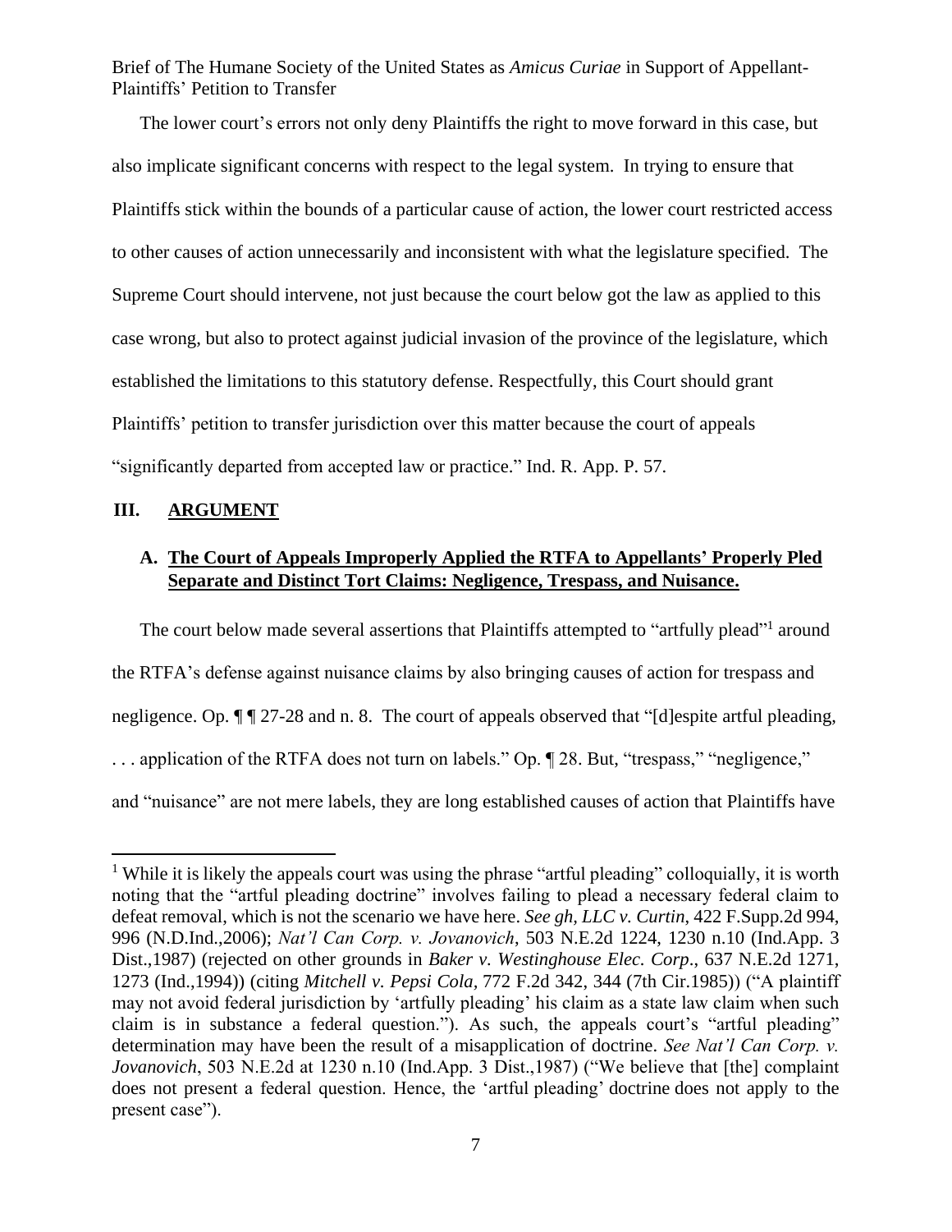The lower court's errors not only deny Plaintiffs the right to move forward in this case, but also implicate significant concerns with respect to the legal system. In trying to ensure that Plaintiffs stick within the bounds of a particular cause of action, the lower court restricted access to other causes of action unnecessarily and inconsistent with what the legislature specified. The Supreme Court should intervene, not just because the court below got the law as applied to this case wrong, but also to protect against judicial invasion of the province of the legislature, which established the limitations to this statutory defense. Respectfully, this Court should grant Plaintiffs' petition to transfer jurisdiction over this matter because the court of appeals "significantly departed from accepted law or practice." Ind. R. App. P. 57.

## III. ARGUMENT

### A. The Court of Appeals Improperly Applied the RTFA to Appellants' Properly Pled Separate and Distinct Tort Claims: Negligence, Trespass, and Nuisance.

The court below made several assertions that Plaintiffs attempted to "artfully plead"[1] around the RTFA's defense against nuisance claims by also bringing causes of action for trespass and negligence. Op. ¶ ¶ 27-28 and n. 8. The court of appeals observed that "[d]espite artful pleading, . . . application of the RTFA does not turn on labels." Op. ¶ 28. But, "trespass," "negligence," and "nuisance" are not mere labels, they are long established causes of action that Plaintiffs have

[1] While it is likely the appeals court was using the phrase "artful pleading" colloquially, it is worth noting that the "artful pleading doctrine" involves failing to plead a necessary federal claim to defeat removal, which is not the scenario we have here. *See gh, LLC v. Curtin*, 422 F.Supp.2d 994, 996 (N.D.Ind.,2006); *Nat'l Can Corp. v. Jovanovich*, 503 N.E.2d 1224, 1230 n.10 (Ind.App. 3 Dist.,1987) (rejected on other grounds in *Baker v. Westinghouse Elec. Corp*., 637 N.E.2d 1271, 1273 (Ind.,1994)) (citing *Mitchell v. Pepsi Cola*, 772 F.2d 342, 344 (7th Cir.1985)) ("A plaintiff may not avoid federal jurisdiction by 'artfully pleading' his claim as a state law claim when such claim is in substance a federal question."). As such, the appeals court's "artful pleading" determination may have been the result of a misapplication of doctrine. *See Nat'l Can Corp. v. Jovanovich*, 503 N.E.2d at 1230 n.10 (Ind.App. 3 Dist.,1987) ("We believe that [the] complaint does not present a federal question. Hence, the 'artful pleading' doctrine does not apply to the present case").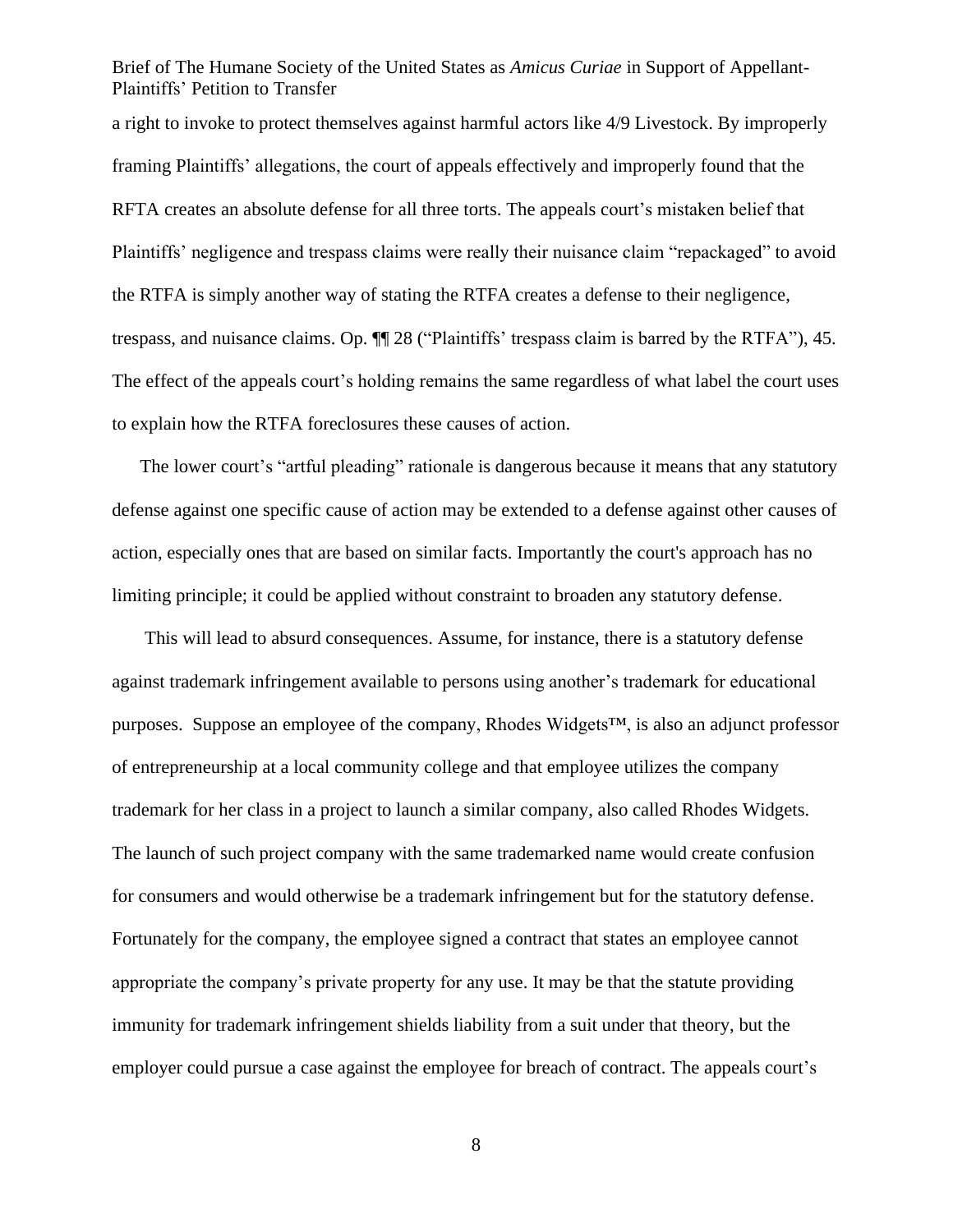a right to invoke to protect themselves against harmful actors like 4/9 Livestock. By improperly framing Plaintiffs' allegations, the court of appeals effectively and improperly found that the RFTA creates an absolute defense for all three torts. The appeals court's mistaken belief that Plaintiffs' negligence and trespass claims were really their nuisance claim "repackaged" to avoid the RTFA is simply another way of stating the RTFA creates a defense to their negligence, trespass, and nuisance claims. Op. ¶¶ 28 ("Plaintiffs' trespass claim is barred by the RTFA"), 45. The effect of the appeals court's holding remains the same regardless of what label the court uses to explain how the RTFA foreclosures these causes of action.

The lower court's "artful pleading" rationale is dangerous because it means that any statutory defense against one specific cause of action may be extended to a defense against other causes of action, especially ones that are based on similar facts. Importantly the court's approach has no limiting principle; it could be applied without constraint to broaden any statutory defense.

This will lead to absurd consequences. Assume, for instance, there is a statutory defense against trademark infringement available to persons using another's trademark for educational purposes. Suppose an employee of the company, Rhodes Widgets™, is also an adjunct professor of entrepreneurship at a local community college and that employee utilizes the company trademark for her class in a project to launch a similar company, also called Rhodes Widgets. The launch of such project company with the same trademarked name would create confusion for consumers and would otherwise be a trademark infringement but for the statutory defense. Fortunately for the company, the employee signed a contract that states an employee cannot appropriate the company's private property for any use. It may be that the statute providing immunity for trademark infringement shields liability from a suit under that theory, but the employer could pursue a case against the employee for breach of contract. The appeals court's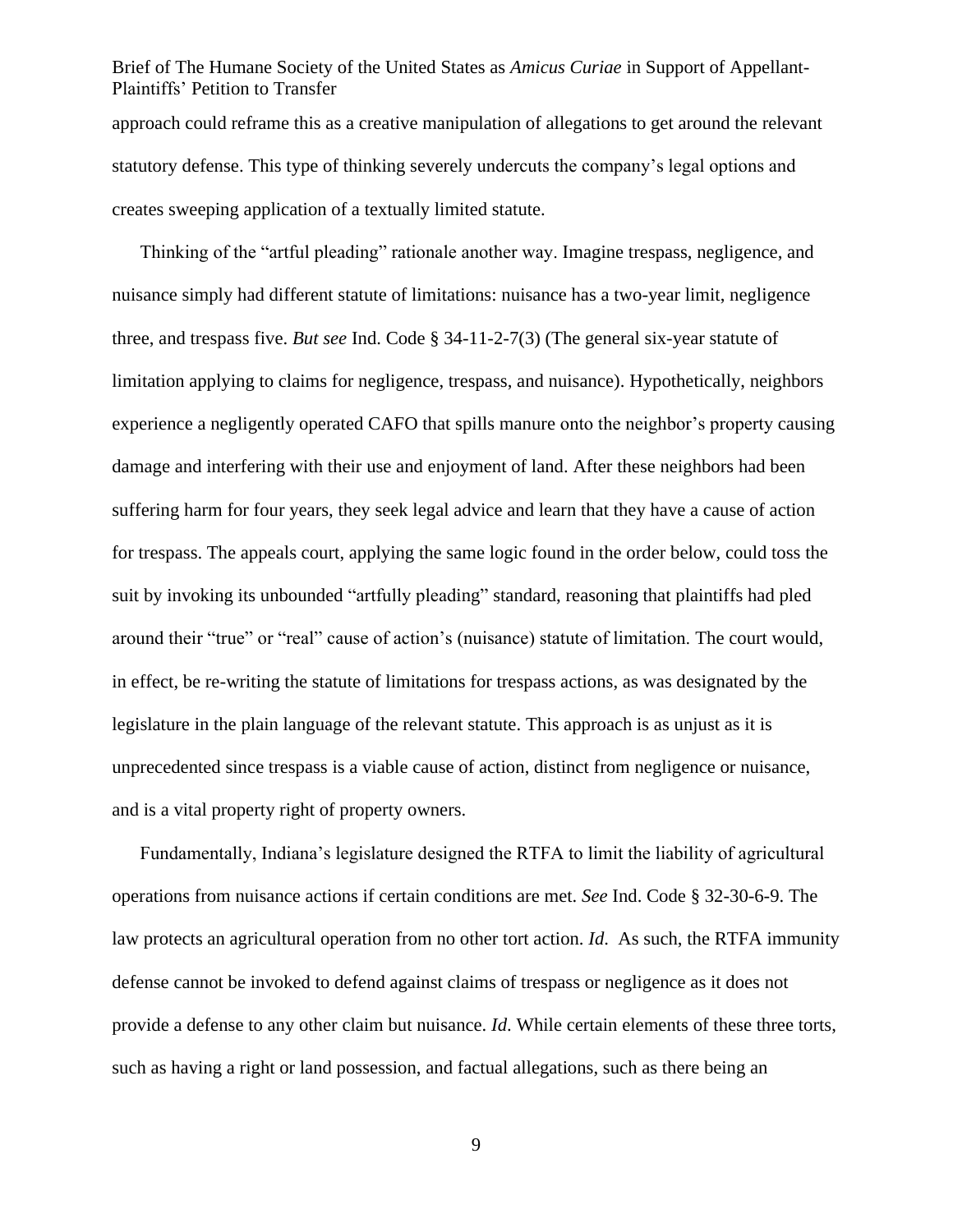approach could reframe this as a creative manipulation of allegations to get around the relevant statutory defense. This type of thinking severely undercuts the company's legal options and creates sweeping application of a textually limited statute.

Thinking of the "artful pleading" rationale another way. Imagine trespass, negligence, and nuisance simply had different statute of limitations: nuisance has a two-year limit, negligence three, and trespass five. *But see* Ind. Code § 34-11-2-7(3) (The general six-year statute of limitation applying to claims for negligence, trespass, and nuisance). Hypothetically, neighbors experience a negligently operated CAFO that spills manure onto the neighbor's property causing damage and interfering with their use and enjoyment of land. After these neighbors had been suffering harm for four years, they seek legal advice and learn that they have a cause of action for trespass. The appeals court, applying the same logic found in the order below, could toss the suit by invoking its unbounded "artfully pleading" standard, reasoning that plaintiffs had pled around their "true" or "real" cause of action's (nuisance) statute of limitation. The court would, in effect, be re-writing the statute of limitations for trespass actions, as was designated by the legislature in the plain language of the relevant statute. This approach is as unjust as it is unprecedented since trespass is a viable cause of action, distinct from negligence or nuisance, and is a vital property right of property owners.

Fundamentally, Indiana's legislature designed the RTFA to limit the liability of agricultural operations from nuisance actions if certain conditions are met. *See* Ind. Code § 32-30-6-9. The law protects an agricultural operation from no other tort action. *Id*. As such, the RTFA immunity defense cannot be invoked to defend against claims of trespass or negligence as it does not provide a defense to any other claim but nuisance. *Id.* While certain elements of these three torts, such as having a right or land possession, and factual allegations, such as there being an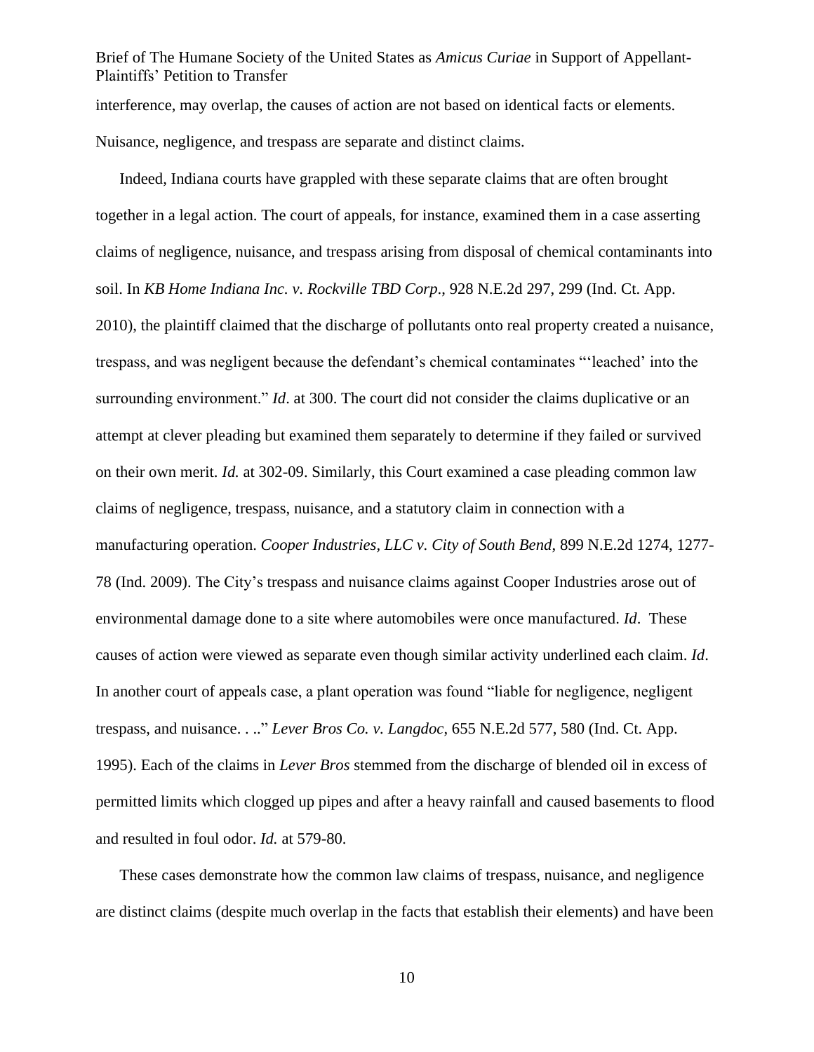interference, may overlap, the causes of action are not based on identical facts or elements. Nuisance, negligence, and trespass are separate and distinct claims.

Indeed, Indiana courts have grappled with these separate claims that are often brought together in a legal action. The court of appeals, for instance, examined them in a case asserting claims of negligence, nuisance, and trespass arising from disposal of chemical contaminants into soil. In *KB Home Indiana Inc. v. Rockville TBD Corp*., 928 N.E.2d 297, 299 (Ind. Ct. App. 2010), the plaintiff claimed that the discharge of pollutants onto real property created a nuisance, trespass, and was negligent because the defendant's chemical contaminates "'leached' into the surrounding environment." *Id*. at 300. The court did not consider the claims duplicative or an attempt at clever pleading but examined them separately to determine if they failed or survived on their own merit. *Id.* at 302-09. Similarly, this Court examined a case pleading common law claims of negligence, trespass, nuisance, and a statutory claim in connection with a manufacturing operation. *Cooper Industries, LLC v. City of South Bend*, 899 N.E.2d 1274, 1277-78 (Ind. 2009). The City's trespass and nuisance claims against Cooper Industries arose out of environmental damage done to a site where automobiles were once manufactured. *Id*. These causes of action were viewed as separate even though similar activity underlined each claim. *Id*. In another court of appeals case, a plant operation was found "liable for negligence, negligent trespass, and nuisance. . .." *Lever Bros Co. v. Langdoc*, 655 N.E.2d 577, 580 (Ind. Ct. App. 1995). Each of the claims in *Lever Bros* stemmed from the discharge of blended oil in excess of permitted limits which clogged up pipes and after a heavy rainfall and caused basements to flood and resulted in foul odor. *Id.* at 579-80.

These cases demonstrate how the common law claims of trespass, nuisance, and negligence are distinct claims (despite much overlap in the facts that establish their elements) and have been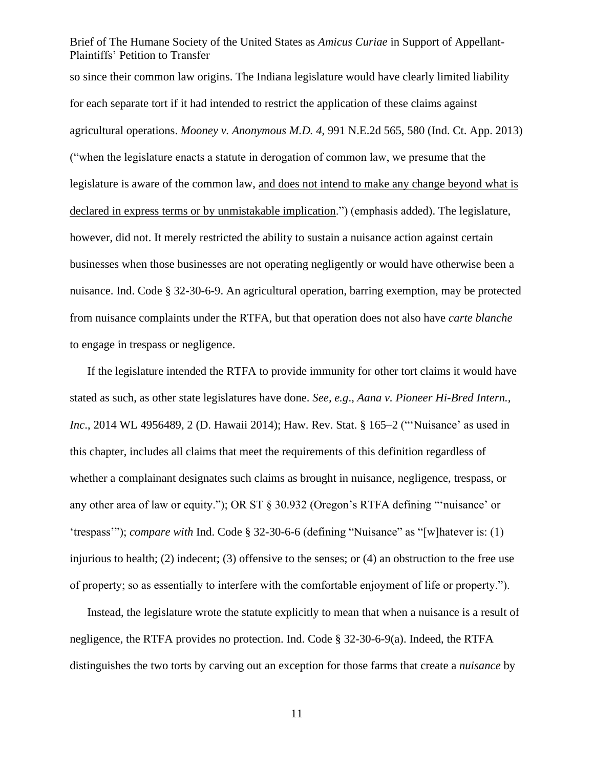so since their common law origins. The Indiana legislature would have clearly limited liability for each separate tort if it had intended to restrict the application of these claims against agricultural operations. *Mooney v. Anonymous M.D. 4*, 991 N.E.2d 565, 580 (Ind. Ct. App. 2013) ("when the legislature enacts a statute in derogation of common law, we presume that the legislature is aware of the common law, <u>and does not intend to make any change beyond what is declared in express terms or by unmistakable implication</u>.") (emphasis added). The legislature, however, did not. It merely restricted the ability to sustain a nuisance action against certain businesses when those businesses are not operating negligently or would have otherwise been a nuisance. Ind. Code § 32-30-6-9. An agricultural operation, barring exemption, may be protected from nuisance complaints under the RTFA, but that operation does not also have *carte blanche* to engage in trespass or negligence.

If the legislature intended the RTFA to provide immunity for other tort claims it would have stated as such, as other state legislatures have done. *See, e.g*., *Aana v. Pioneer Hi-Bred Intern., Inc*., 2014 WL 4956489, 2 (D. Hawaii 2014); Haw. Rev. Stat. § 165–2 ("'Nuisance' as used in this chapter, includes all claims that meet the requirements of this definition regardless of whether a complainant designates such claims as brought in nuisance, negligence, trespass, or any other area of law or equity."); OR ST § 30.932 (Oregon's RTFA defining "'nuisance' or 'trespass'"); *compare with* Ind. Code § 32-30-6-6 (defining "Nuisance" as "[w]hatever is: (1) injurious to health; (2) indecent; (3) offensive to the senses; or (4) an obstruction to the free use of property; so as essentially to interfere with the comfortable enjoyment of life or property.").

Instead, the legislature wrote the statute explicitly to mean that when a nuisance is a result of negligence, the RTFA provides no protection. Ind. Code § 32-30-6-9(a). Indeed, the RTFA distinguishes the two torts by carving out an exception for those farms that create a *nuisance* by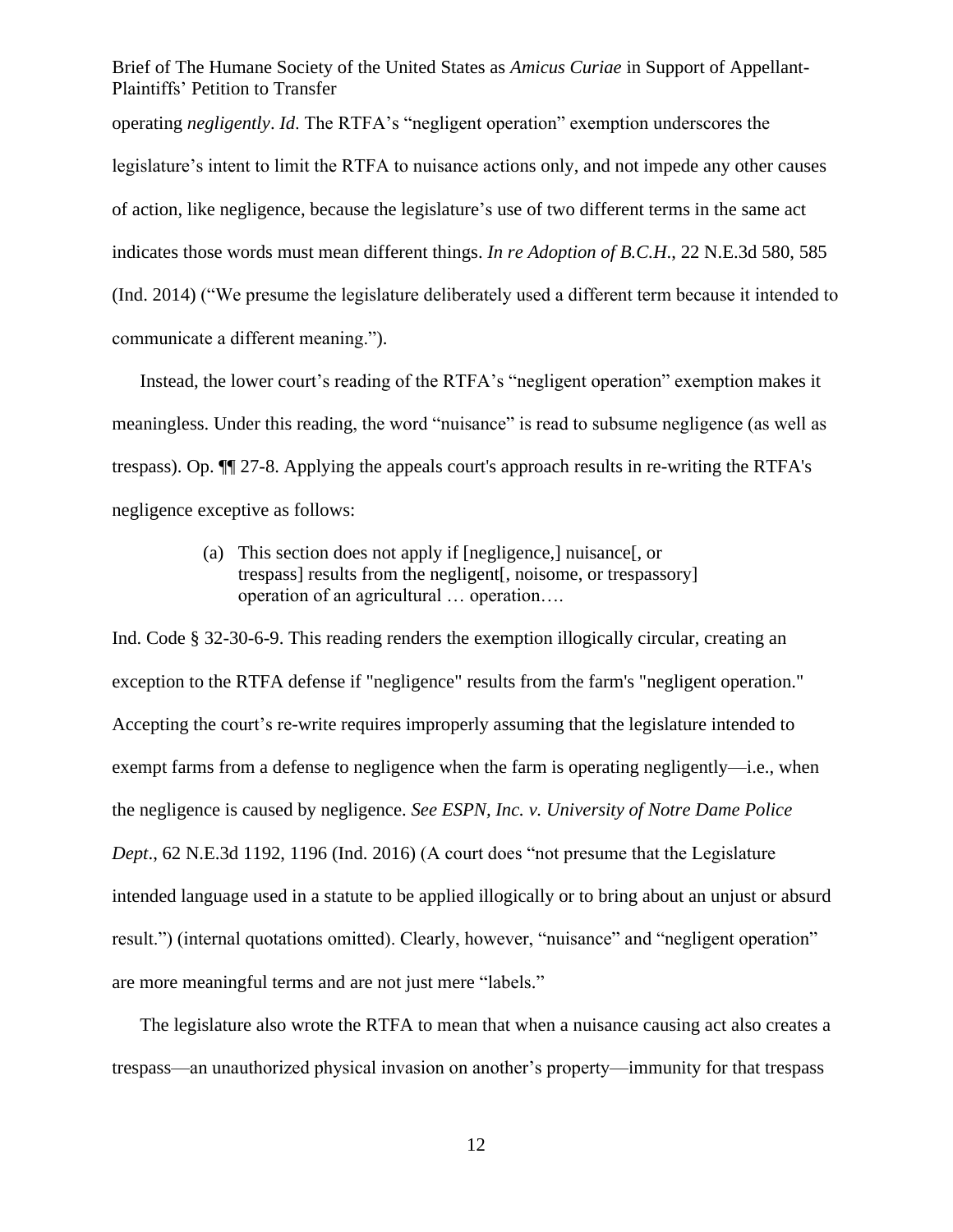operating *negligently*. *Id*. The RTFA's "negligent operation" exemption underscores the legislature's intent to limit the RTFA to nuisance actions only, and not impede any other causes of action, like negligence, because the legislature's use of two different terms in the same act indicates those words must mean different things. *In re Adoption of B.C.H*., 22 N.E.3d 580, 585 (Ind. 2014) ("We presume the legislature deliberately used a different term because it intended to communicate a different meaning.").

Instead, the lower court's reading of the RTFA's "negligent operation" exemption makes it meaningless. Under this reading, the word "nuisance" is read to subsume negligence (as well as trespass). Op. ¶¶ 27-8. Applying the appeals court's approach results in re-writing the RTFA's negligence exceptive as follows:

> (a) This section does not apply if [negligence,] nuisance[, or trespass] results from the negligent[, noisome, or trespassory] operation of an agricultural … operation….

Ind. Code § 32-30-6-9. This reading renders the exemption illogically circular, creating an exception to the RTFA defense if "negligence" results from the farm's "negligent operation." Accepting the court's re-write requires improperly assuming that the legislature intended to exempt farms from a defense to negligence when the farm is operating negligently—i.e., when the negligence is caused by negligence. *See ESPN, Inc. v. University of Notre Dame Police Dept*., 62 N.E.3d 1192, 1196 (Ind. 2016) (A court does "not presume that the Legislature intended language used in a statute to be applied illogically or to bring about an unjust or absurd result.") (internal quotations omitted). Clearly, however, "nuisance" and "negligent operation" are more meaningful terms and are not just mere "labels."

The legislature also wrote the RTFA to mean that when a nuisance causing act also creates a trespass—an unauthorized physical invasion on another's property—immunity for that trespass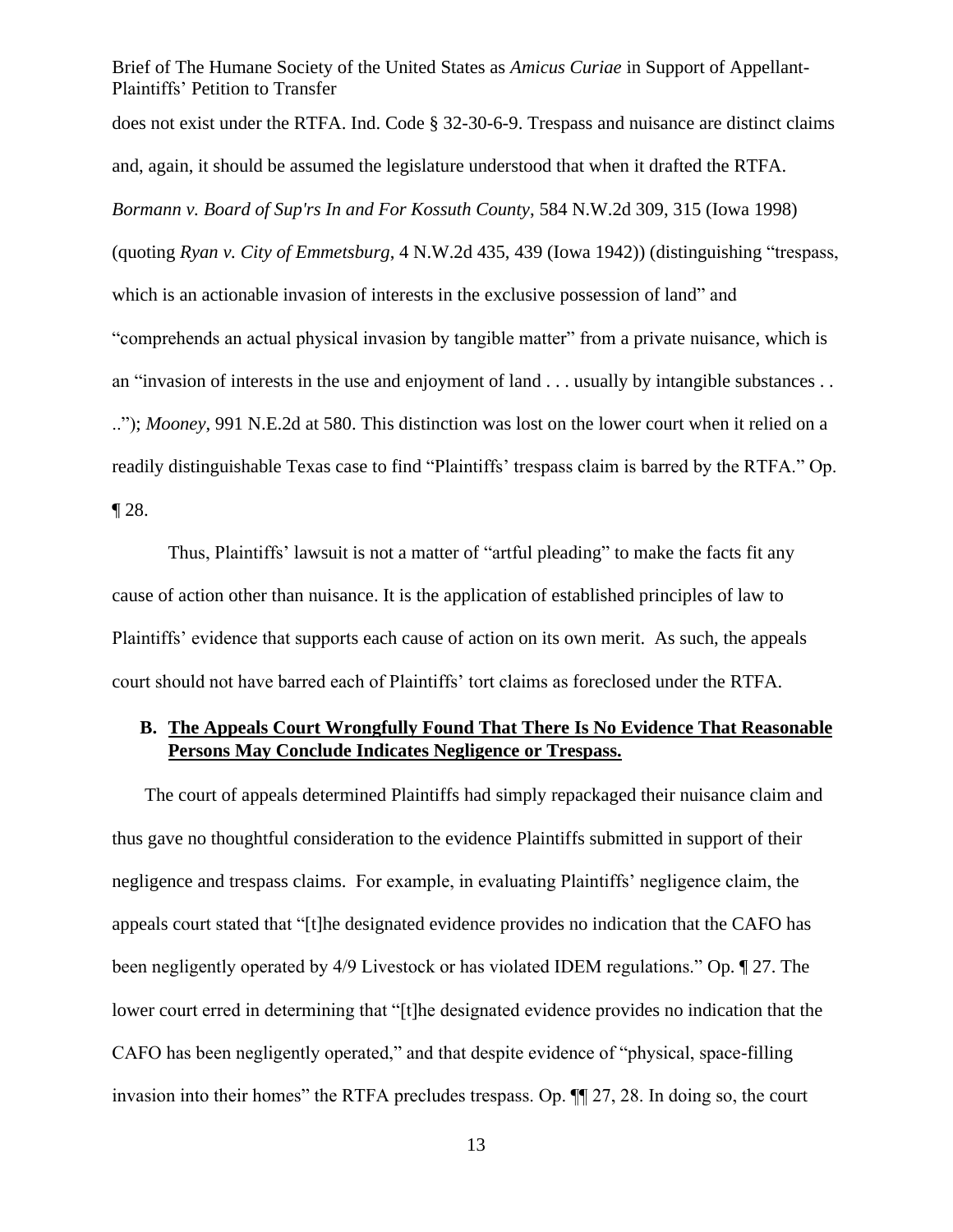does not exist under the RTFA. Ind. Code § 32-30-6-9. Trespass and nuisance are distinct claims and, again, it should be assumed the legislature understood that when it drafted the RTFA. *Bormann v. Board of Sup'rs In and For Kossuth County*, 584 N.W.2d 309, 315 (Iowa 1998) (quoting *Ryan v. City of Emmetsburg*, 4 N.W.2d 435, 439 (Iowa 1942)) (distinguishing "trespass, which is an actionable invasion of interests in the exclusive possession of land" and "comprehends an actual physical invasion by tangible matter" from a private nuisance, which is an "invasion of interests in the use and enjoyment of land . . . usually by intangible substances . . .."); *Mooney*, 991 N.E.2d at 580. This distinction was lost on the lower court when it relied on a readily distinguishable Texas case to find "Plaintiffs' trespass claim is barred by the RTFA." Op. ¶ 28.

Thus, Plaintiffs' lawsuit is not a matter of "artful pleading" to make the facts fit any cause of action other than nuisance. It is the application of established principles of law to Plaintiffs' evidence that supports each cause of action on its own merit. As such, the appeals court should not have barred each of Plaintiffs' tort claims as foreclosed under the RTFA.

### B. <u>The Appeals Court Wrongfully Found That There Is No Evidence That Reasonable Persons May Conclude Indicates Negligence or Trespass.</u>

The court of appeals determined Plaintiffs had simply repackaged their nuisance claim and thus gave no thoughtful consideration to the evidence Plaintiffs submitted in support of their negligence and trespass claims. For example, in evaluating Plaintiffs' negligence claim, the appeals court stated that "[t]he designated evidence provides no indication that the CAFO has been negligently operated by 4/9 Livestock or has violated IDEM regulations." Op. ¶ 27. The lower court erred in determining that "[t]he designated evidence provides no indication that the CAFO has been negligently operated," and that despite evidence of "physical, space-filling invasion into their homes" the RTFA precludes trespass. Op. ¶¶ 27, 28. In doing so, the court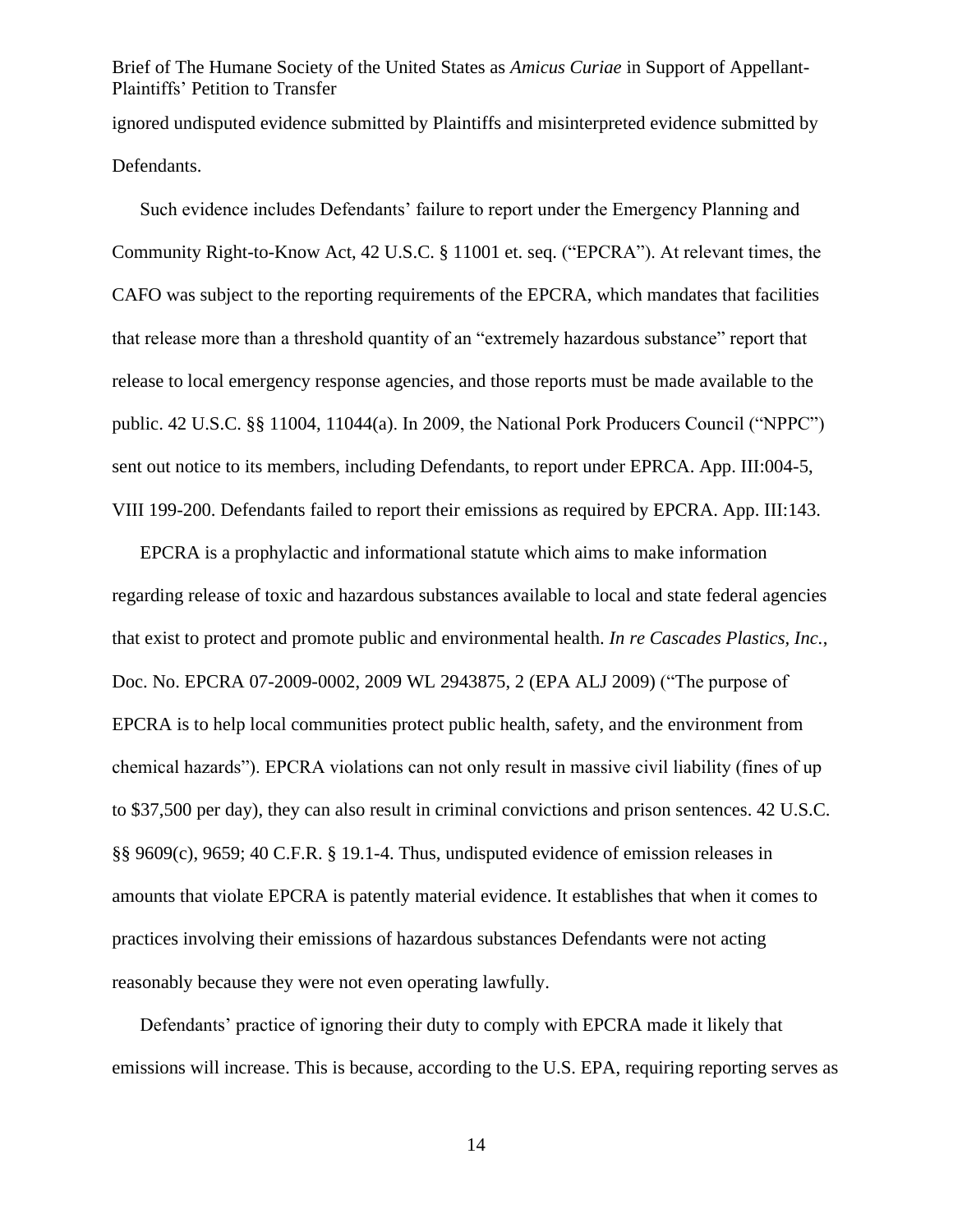ignored undisputed evidence submitted by Plaintiffs and misinterpreted evidence submitted by Defendants.

Such evidence includes Defendants' failure to report under the Emergency Planning and Community Right-to-Know Act, 42 U.S.C. § 11001 et. seq. ("EPCRA"). At relevant times, the CAFO was subject to the reporting requirements of the EPCRA, which mandates that facilities that release more than a threshold quantity of an "extremely hazardous substance" report that release to local emergency response agencies, and those reports must be made available to the public. 42 U.S.C. §§ 11004, 11044(a). In 2009, the National Pork Producers Council ("NPPC") sent out notice to its members, including Defendants, to report under EPRCA. App. III:004-5, VIII 199-200. Defendants failed to report their emissions as required by EPCRA. App. III:143.

EPCRA is a prophylactic and informational statute which aims to make information regarding release of toxic and hazardous substances available to local and state federal agencies that exist to protect and promote public and environmental health. *In re Cascades Plastics, Inc.*, Doc. No. EPCRA 07-2009-0002, 2009 WL 2943875, 2 (EPA ALJ 2009) ("The purpose of EPCRA is to help local communities protect public health, safety, and the environment from chemical hazards"). EPCRA violations can not only result in massive civil liability (fines of up to $37,500 per day), they can also result in criminal convictions and prison sentences. 42 U.S.C. §§ 9609(c), 9659; 40 C.F.R. § 19.1-4. Thus, undisputed evidence of emission releases in amounts that violate EPCRA is patently material evidence. It establishes that when it comes to practices involving their emissions of hazardous substances Defendants were not acting reasonably because they were not even operating lawfully.

Defendants' practice of ignoring their duty to comply with EPCRA made it likely that emissions will increase. This is because, according to the U.S. EPA, requiring reporting serves as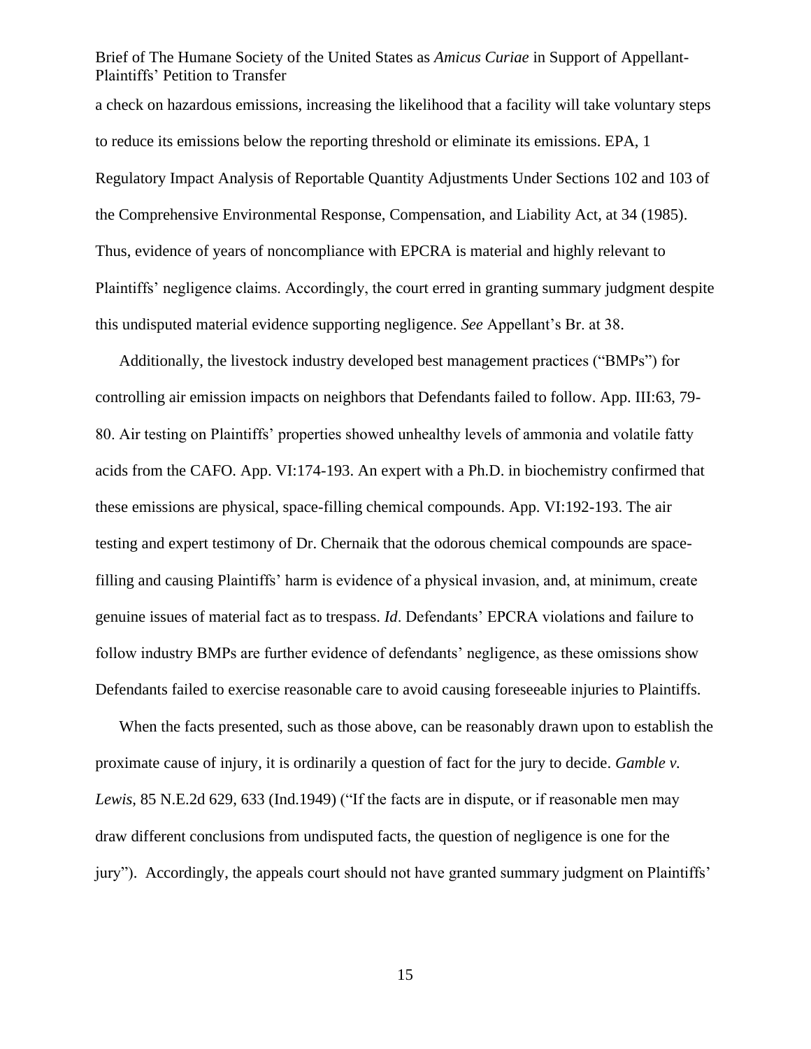a check on hazardous emissions, increasing the likelihood that a facility will take voluntary steps to reduce its emissions below the reporting threshold or eliminate its emissions. EPA, 1 Regulatory Impact Analysis of Reportable Quantity Adjustments Under Sections 102 and 103 of the Comprehensive Environmental Response, Compensation, and Liability Act, at 34 (1985). Thus, evidence of years of noncompliance with EPCRA is material and highly relevant to Plaintiffs' negligence claims. Accordingly, the court erred in granting summary judgment despite this undisputed material evidence supporting negligence. *See* Appellant's Br. at 38.

Additionally, the livestock industry developed best management practices ("BMPs") for controlling air emission impacts on neighbors that Defendants failed to follow. App. III:63, 79-80. Air testing on Plaintiffs' properties showed unhealthy levels of ammonia and volatile fatty acids from the CAFO. App. VI:174-193. An expert with a Ph.D. in biochemistry confirmed that these emissions are physical, space-filling chemical compounds. App. VI:192-193. The air testing and expert testimony of Dr. Chernaik that the odorous chemical compounds are space-filling and causing Plaintiffs' harm is evidence of a physical invasion, and, at minimum, create genuine issues of material fact as to trespass. *Id*. Defendants' EPCRA violations and failure to follow industry BMPs are further evidence of defendants' negligence, as these omissions show Defendants failed to exercise reasonable care to avoid causing foreseeable injuries to Plaintiffs.

When the facts presented, such as those above, can be reasonably drawn upon to establish the proximate cause of injury, it is ordinarily a question of fact for the jury to decide. *Gamble v. Lewis*, 85 N.E.2d 629, 633 (Ind.1949) ("If the facts are in dispute, or if reasonable men may draw different conclusions from undisputed facts, the question of negligence is one for the jury"). Accordingly, the appeals court should not have granted summary judgment on Plaintiffs'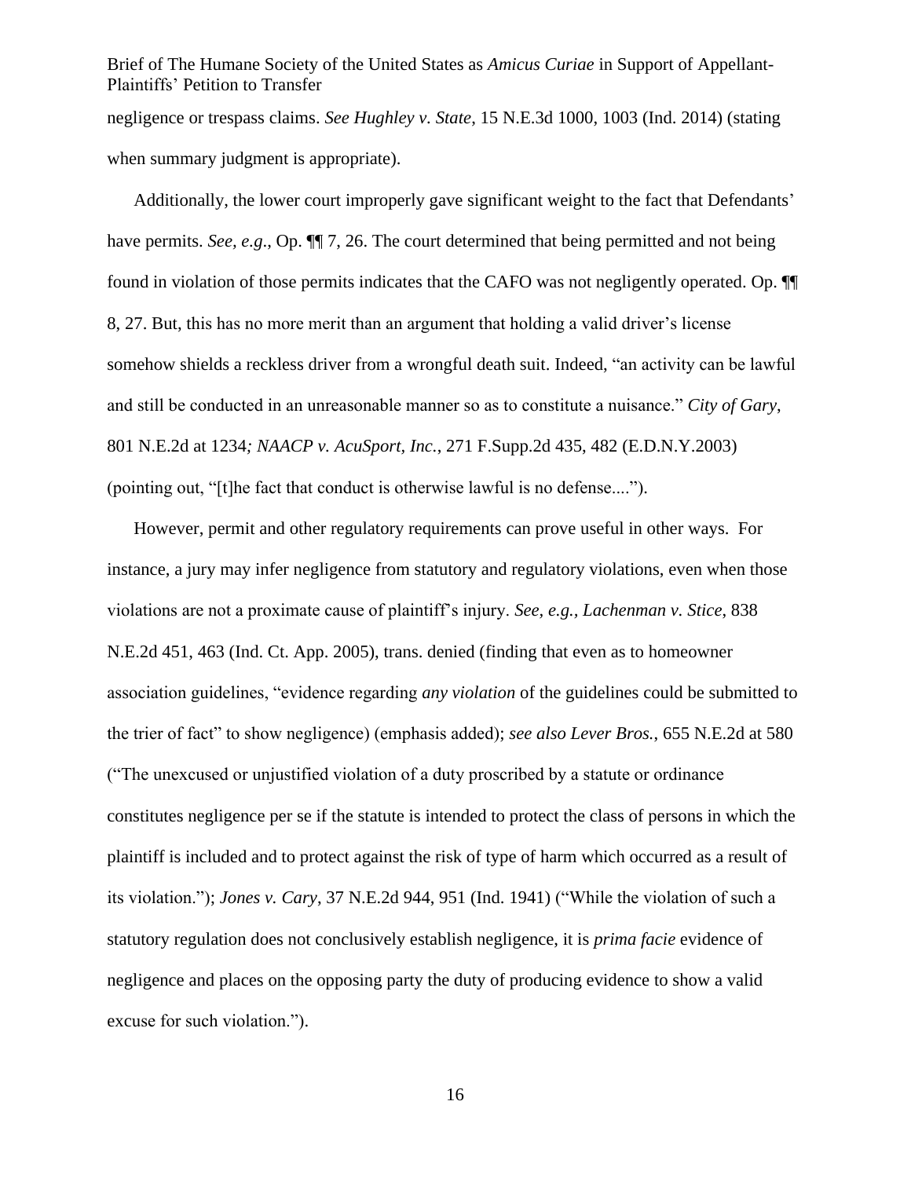negligence or trespass claims. *See Hughley v. State*, 15 N.E.3d 1000, 1003 (Ind. 2014) (stating when summary judgment is appropriate).

Additionally, the lower court improperly gave significant weight to the fact that Defendants' have permits. *See, e.g*., Op. ¶¶ 7, 26. The court determined that being permitted and not being found in violation of those permits indicates that the CAFO was not negligently operated. Op. ¶¶ 8, 27. But, this has no more merit than an argument that holding a valid driver's license somehow shields a reckless driver from a wrongful death suit. Indeed, "an activity can be lawful and still be conducted in an unreasonable manner so as to constitute a nuisance." *City of Gary*, 801 N.E.2d at 1234*; NAACP v. AcuSport, Inc.*, 271 F.Supp.2d 435, 482 (E.D.N.Y.2003) (pointing out, "[t]he fact that conduct is otherwise lawful is no defense....").

However, permit and other regulatory requirements can prove useful in other ways. For instance, a jury may infer negligence from statutory and regulatory violations, even when those violations are not a proximate cause of plaintiff's injury. *See, e.g., Lachenman v. Stice*, 838 N.E.2d 451, 463 (Ind. Ct. App. 2005), trans. denied (finding that even as to homeowner association guidelines, "evidence regarding *any violation* of the guidelines could be submitted to the trier of fact" to show negligence) (emphasis added); *see also Lever Bros.*, 655 N.E.2d at 580 ("The unexcused or unjustified violation of a duty proscribed by a statute or ordinance constitutes negligence per se if the statute is intended to protect the class of persons in which the plaintiff is included and to protect against the risk of type of harm which occurred as a result of its violation."); *Jones v. Cary*, 37 N.E.2d 944, 951 (Ind. 1941) ("While the violation of such a statutory regulation does not conclusively establish negligence, it is *prima facie* evidence of negligence and places on the opposing party the duty of producing evidence to show a valid excuse for such violation.").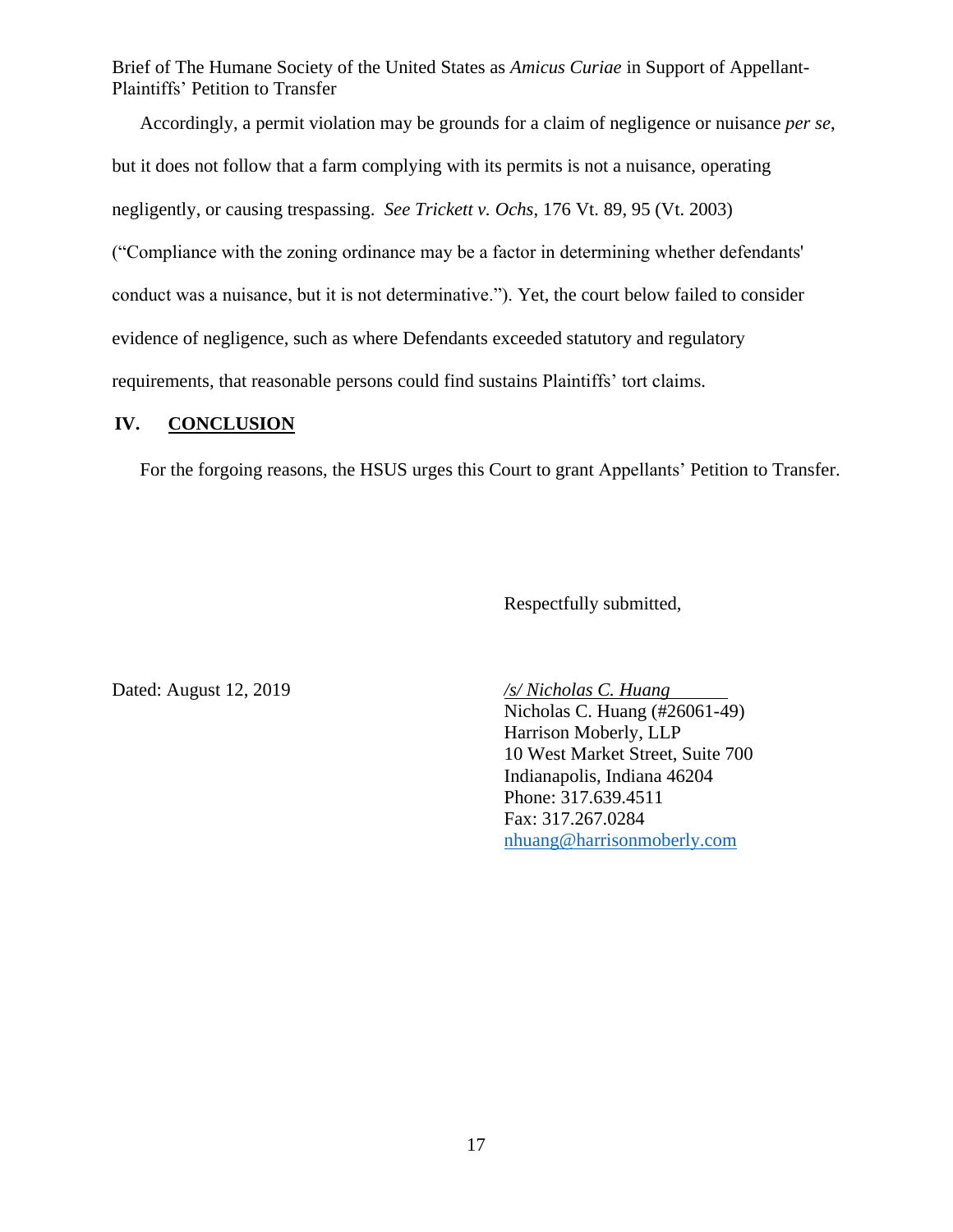Accordingly, a permit violation may be grounds for a claim of negligence or nuisance *per se*, but it does not follow that a farm complying with its permits is not a nuisance, operating negligently, or causing trespassing. *See Trickett v. Ochs*, 176 Vt. 89, 95 (Vt. 2003) ("Compliance with the zoning ordinance may be a factor in determining whether defendants' conduct was a nuisance, but it is not determinative."). Yet, the court below failed to consider evidence of negligence, such as where Defendants exceeded statutory and regulatory requirements, that reasonable persons could find sustains Plaintiffs' tort claims.

## IV. CONCLUSION

For the forgoing reasons, the HSUS urges this Court to grant Appellants' Petition to Transfer.

Respectfully submitted,

Dated: August 12, 2019

*/s/ Nicholas C. Huang*
Nicholas C. Huang (#26061-49)
Harrison Moberly, LLP
10 West Market Street, Suite 700
Indianapolis, Indiana 46204
Phone: 317.639.4511
Fax: 317.267.0284
nhuang@harrisonmoberly.com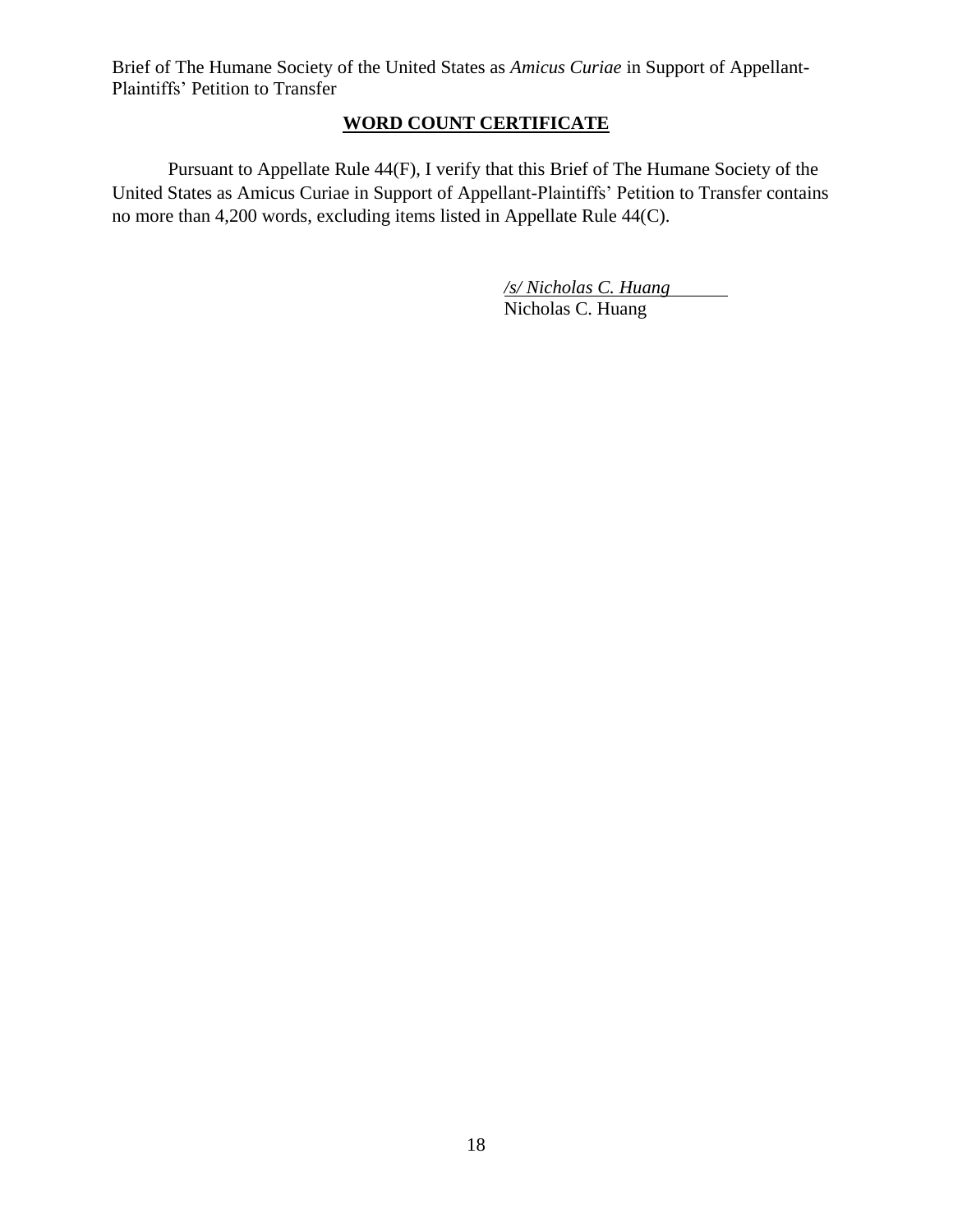## WORD COUNT CERTIFICATE

Pursuant to Appellate Rule 44(F), I verify that this Brief of The Humane Society of the United States as Amicus Curiae in Support of Appellant-Plaintiffs' Petition to Transfer contains no more than 4,200 words, excluding items listed in Appellate Rule 44(C).

*/s/ Nicholas C. Huang*
Nicholas C. Huang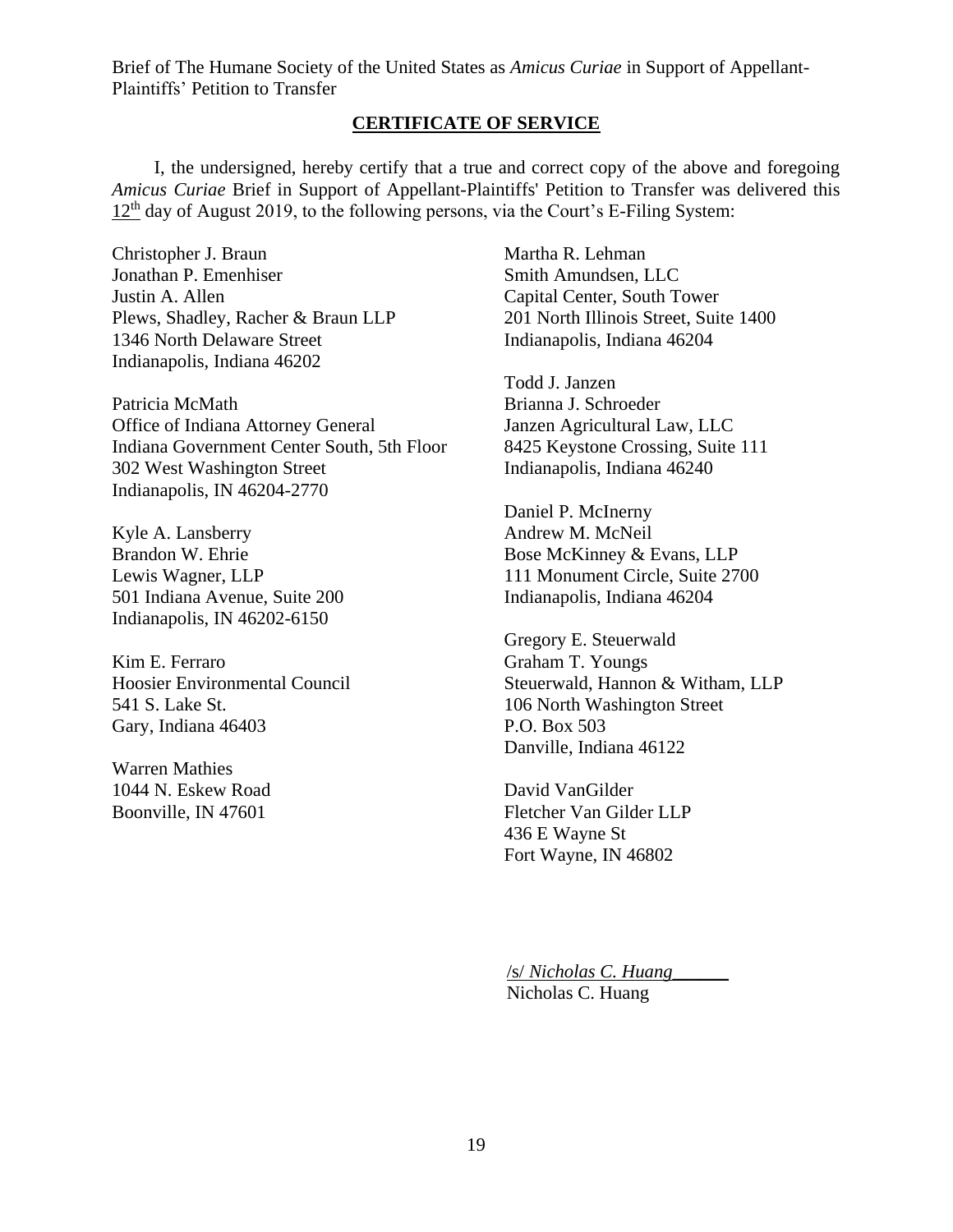Brief of The Humane Society of the United States as *Amicus Curiae* in Support of Appellant-Plaintiffs' Petition to Transfer

## CERTIFICATE OF SERVICE

I, the undersigned, hereby certify that a true and correct copy of the above and foregoing *Amicus Curiae* Brief in Support of Appellant-Plaintiffs' Petition to Transfer was delivered this 12th day of August 2019, to the following persons, via the Court's E-Filing System:

Christopher J. Braun
Jonathan P. Emenhiser
Justin A. Allen
Plews, Shadley, Racher & Braun LLP
1346 North Delaware Street
Indianapolis, Indiana 46202

Patricia McMath
Office of Indiana Attorney General
Indiana Government Center South, 5th Floor
302 West Washington Street
Indianapolis, IN 46204-2770

Kyle A. Lansberry
Brandon W. Ehrie
Lewis Wagner, LLP
501 Indiana Avenue, Suite 200
Indianapolis, IN 46202-6150

Kim E. Ferraro
Hoosier Environmental Council
541 S. Lake St.
Gary, Indiana 46403

Warren Mathies
1044 N. Eskew Road
Boonville, IN 47601

Martha R. Lehman
Smith Amundsen, LLC
Capital Center, South Tower
201 North Illinois Street, Suite 1400
Indianapolis, Indiana 46204

Todd J. Janzen
Brianna J. Schroeder
Janzen Agricultural Law, LLC
8425 Keystone Crossing, Suite 111
Indianapolis, Indiana 46240

Daniel P. McInerny
Andrew M. McNeil
Bose McKinney & Evans, LLP
111 Monument Circle, Suite 2700
Indianapolis, Indiana 46204

Gregory E. Steuerwald
Graham T. Youngs
Steuerwald, Hannon & Witham, LLP
106 North Washington Street
P.O. Box 503
Danville, Indiana 46122

David VanGilder
Fletcher Van Gilder LLP
436 E Wayne St
Fort Wayne, IN 46802

/s/ *Nicholas C. Huang*
Nicholas C. Huang